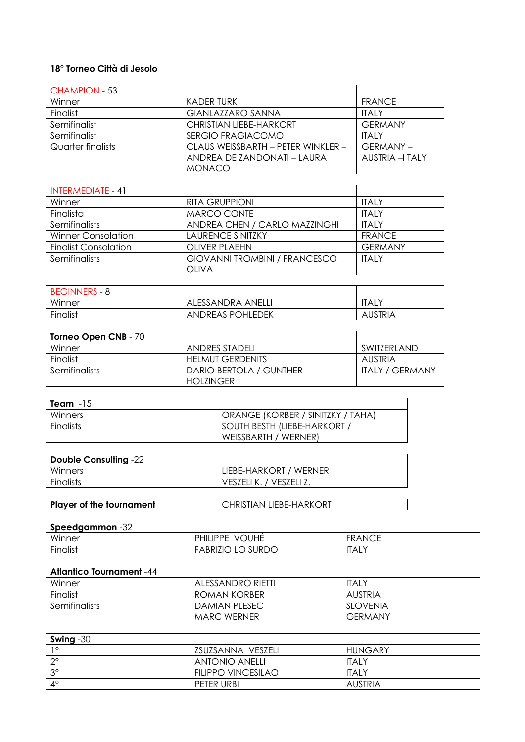**18° Torneo Città di Jesolo**

| CHAMPION - 53 | | |
|---|---|---|
| Winner | KADER TURK | FRANCE |
| Finalist | GIANLAZZARO SANNA | ITALY |
| Semifinalist | CHRISTIAN LIEBE-HARKORT | GERMANY |
| Semifinalist | SERGIO FRAGIACOMO | ITALY |
| Quarter finalists | CLAUS WEISSBARTH – PETER WINKLER – ANDREA DE ZANDONATI – LAURA MONACO | GERMANY – AUSTRIA –I TALY |

| INTERMEDIATE - 41 | | |
|---|---|---|
| Winner | RITA GRUPPIONI | ITALY |
| Finalista | MARCO CONTE | ITALY |
| Semifinalists | ANDREA CHEN / CARLO MAZZINGHI | ITALY |
| Winner Consolation | LAURENCE SINITZKY | FRANCE |
| Finalist Consolation | OLIVER PLAEHN | GERMANY |
| Semifinalists | GIOVANNI TROMBINI / FRANCESCO OLIVA | ITALY |

| BEGINNERS - 8 | | |
|---|---|---|
| Winner | ALESSANDRA ANELLI | ITALY |
| Finalist | ANDREAS POHLEDEK | AUSTRIA |

| **Torneo Open CNB** - 70 | | |
|---|---|---|
| Winner | ANDRES STADELI | SWITZERLAND |
| Finalist | HELMUT GERDENITS | AUSTRIA |
| Semifinalists | DARIO BERTOLA / GUNTHER HOLZINGER | ITALY / GERMANY |

| **Team** -15 | |
|---|---|
| Winners | ORANGE (KORBER / SINITZKY / TAHA) |
| Finalists | SOUTH BESTH (LIEBE-HARKORT / WEISSBARTH / WERNER) |

| **Double Consulting** -22 | |
|---|---|
| Winners | LIEBE-HARKORT / WERNER |
| Finalists | VESZELI K. / VESZELI Z. |

| **Player of the tournament** | CHRISTIAN LIEBE-HARKORT |
|---|---|

| **Speedgammon** -32 | | |
|---|---|---|
| Winner | PHILIPPE VOUHÉ | FRANCE |
| Finalist | FABRIZIO LO SURDO | ITALY |

| **Atlantico Tournament** -44 | | |
|---|---|---|
| Winner | ALESSANDRO RIETTI | ITALY |
| Finalist | ROMAN KORBER | AUSTRIA |
| Semifinalists | DAMIAN PLESEC<br>MARC WERNER | SLOVENIA<br>GERMANY |

| **Swing** -30 | | |
|---|---|---|
| 1° | ZSUZSANNA VESZELI | HUNGARY |
| 2° | ANTONIO ANELLI | ITALY |
| 3° | FILIPPO VINCESILAO | ITALY |
| 4° | PETER URBI | AUSTRIA |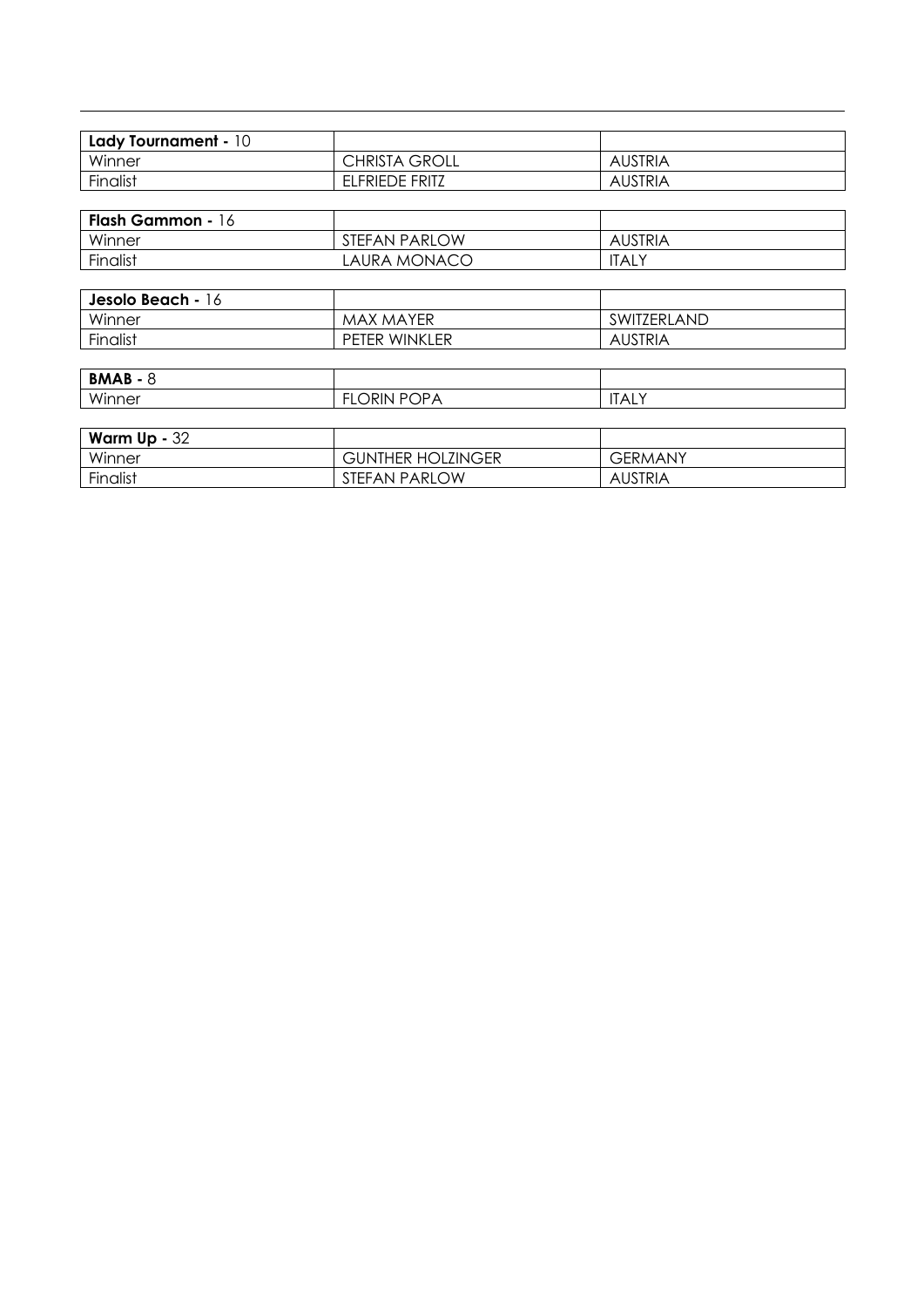| **Lady Tournament -** 10 | | |
|---|---|---|
| Winner | CHRISTA GROLL | AUSTRIA |
| Finalist | ELFRIEDE FRITZ | AUSTRIA |

| **Flash Gammon -** 16 | | |
|---|---|---|
| Winner | STEFAN PARLOW | AUSTRIA |
| Finalist | LAURA MONACO | ITALY |

| **Jesolo Beach -** 16 | | |
|---|---|---|
| Winner | MAX MAYER | SWITZERLAND |
| Finalist | PETER WINKLER | AUSTRIA |

| **BMAB -** 8 | | |
|---|---|---|
| Winner | FLORIN POPA | ITALY |

| **Warm Up -** 32 | | |
|---|---|---|
| Winner | GUNTHER HOLZINGER | GERMANY |
| Finalist | STEFAN PARLOW | AUSTRIA |